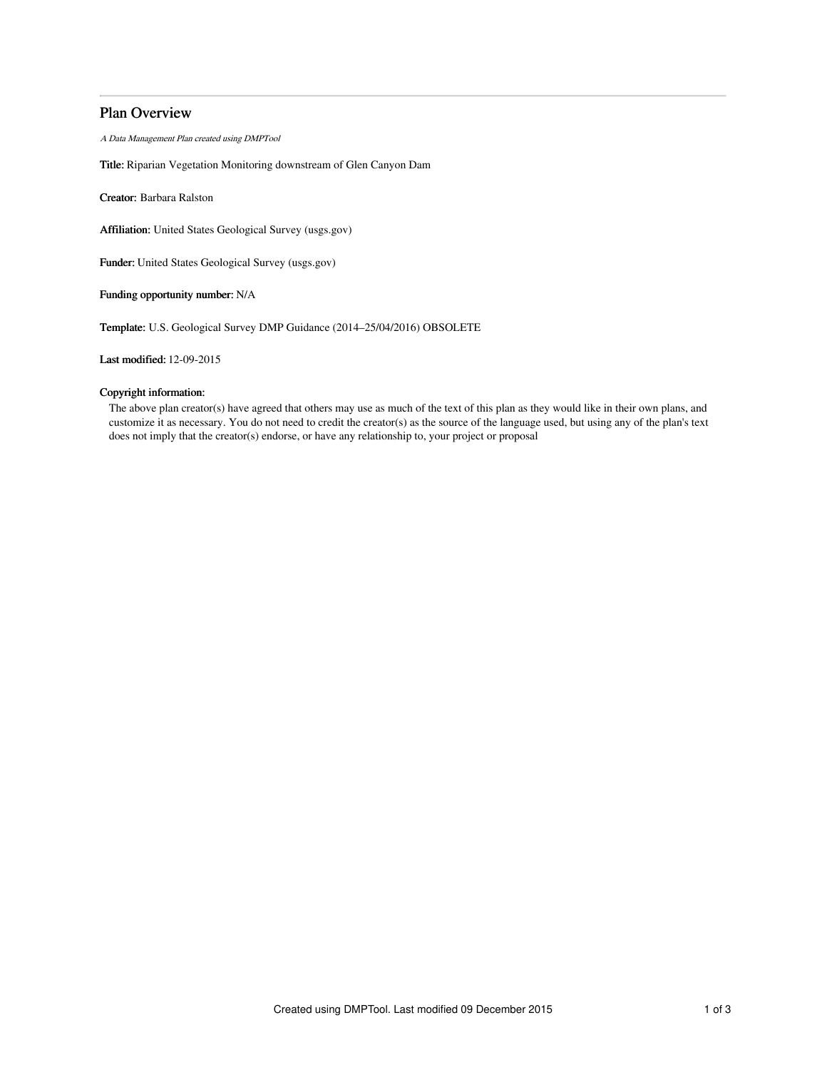# Plan Overview

*A Data Management Plan created using DMPTool*

**Title:** Riparian Vegetation Monitoring downstream of Glen Canyon Dam

**Creator:** Barbara Ralston

**Affiliation:** United States Geological Survey (usgs.gov)

**Funder:** United States Geological Survey (usgs.gov)

**Funding opportunity number:** N/A

**Template:** U.S. Geological Survey DMP Guidance (2014–25/04/2016) OBSOLETE

**Last modified:** 12-09-2015

**Copyright information:**

The above plan creator(s) have agreed that others may use as much of the text of this plan as they would like in their own plans, and customize it as necessary. You do not need to credit the creator(s) as the source of the language used, but using any of the plan's text does not imply that the creator(s) endorse, or have any relationship to, your project or proposal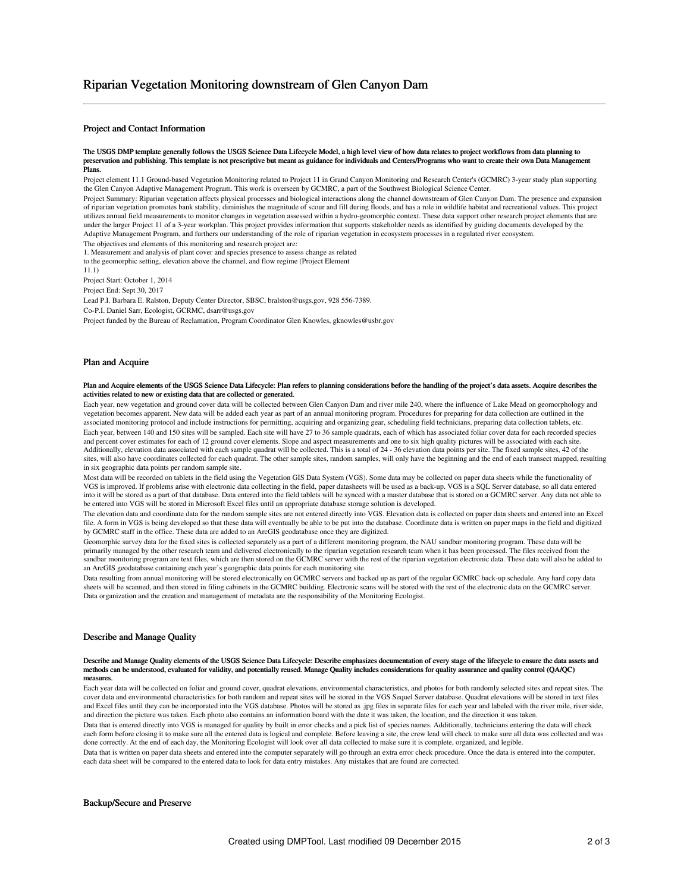# Riparian Vegetation Monitoring downstream of Glen Canyon Dam

## Project and Contact Information

**The USGS DMP template generally follows the USGS Science Data Lifecycle Model, a high level view of how data relates to project workflows from data planning to preservation and publishing. This template is not prescriptive but meant as guidance for individuals and Centers/Programs who want to create their own Data Management Plans.**

Project element 11.1 Ground-based Vegetation Monitoring related to Project 11 in Grand Canyon Monitoring and Research Center's (GCMRC) 3-year study plan supporting the Glen Canyon Adaptive Management Program. This work is overseen by GCMRC, a part of the Southwest Biological Science Center.

Project Summary: Riparian vegetation affects physical processes and biological interactions along the channel downstream of Glen Canyon Dam. The presence and expansion of riparian vegetation promotes bank stability, diminishes the magnitude of scour and fill during floods, and has a role in wildlife habitat and recreational values. This project utilizes annual field measurements to monitor changes in vegetation assessed within a hydro-geomorphic context. These data support other research project elements that are under the larger Project 11 of a 3-year workplan. This project provides information that supports stakeholder needs as identified by guiding documents developed by the Adaptive Management Program, and furthers our understanding of the role of riparian vegetation in ecosystem processes in a regulated river ecosystem.

The objectives and elements of this monitoring and research project are:

1. Measurement and analysis of plant cover and species presence to assess change as related
to the geomorphic setting, elevation above the channel, and flow regime (Project Element
11.1)

Project Start: October 1, 2014

Project End: Sept 30, 2017

Lead P.I. Barbara E. Ralston, Deputy Center Director, SBSC, bralston@usgs.gov, 928 556-7389.

Co-P.I. Daniel Sarr, Ecologist, GCRMC, dsarr@usgs.gov

Project funded by the Bureau of Reclamation, Program Coordinator Glen Knowles, gknowles@usbr.gov

## Plan and Acquire

**Plan and Acquire elements of the USGS Science Data Lifecycle: Plan refers to planning considerations before the handling of the project's data assets. Acquire describes the activities related to new or existing data that are collected or generated.**

Each year, new vegetation and ground cover data will be collected between Glen Canyon Dam and river mile 240, where the influence of Lake Mead on geomorphology and vegetation becomes apparent. New data will be added each year as part of an annual monitoring program. Procedures for preparing for data collection are outlined in the associated monitoring protocol and include instructions for permitting, acquiring and organizing gear, scheduling field technicians, preparing data collection tablets, etc.

Each year, between 140 and 150 sites will be sampled. Each site will have 27 to 36 sample quadrats, each of which has associated foliar cover data for each recorded species and percent cover estimates for each of 12 ground cover elements. Slope and aspect measurements and one to six high quality pictures will be associated with each site. Additionally, elevation data associated with each sample quadrat will be collected. This is a total of 24 - 36 elevation data points per site. The fixed sample sites, 42 of the sites, will also have coordinates collected for each quadrat. The other sample sites, random samples, will only have the beginning and the end of each transect mapped, resulting in six geographic data points per random sample site.

Most data will be recorded on tablets in the field using the Vegetation GIS Data System (VGS). Some data may be collected on paper data sheets while the functionality of VGS is improved. If problems arise with electronic data collecting in the field, paper datasheets will be used as a back-up. VGS is a SQL Server database, so all data entered into it will be stored as a part of that database. Data entered into the field tablets will be synced with a master database that is stored on a GCMRC server. Any data not able to be entered into VGS will be stored in Microsoft Excel files until an appropriate database storage solution is developed.

The elevation data and coordinate data for the random sample sites are not entered directly into VGS. Elevation data is collected on paper data sheets and entered into an Excel file. A form in VGS is being developed so that these data will eventually be able to be put into the database. Coordinate data is written on paper maps in the field and digitized by GCMRC staff in the office. These data are added to an ArcGIS geodatabase once they are digitized.

Geomorphic survey data for the fixed sites is collected separately as a part of a different monitoring program, the NAU sandbar monitoring program. These data will be primarily managed by the other research team and delivered electronically to the riparian vegetation research team when it has been processed. The files received from the sandbar monitoring program are text files, which are then stored on the GCMRC server with the rest of the riparian vegetation electronic data. These data will also be added to an ArcGIS geodatabase containing each year's geographic data points for each monitoring site.

Data resulting from annual monitoring will be stored electronically on GCMRC servers and backed up as part of the regular GCMRC back-up schedule. Any hard copy data sheets will be scanned, and then stored in filing cabinets in the GCMRC building. Electronic scans will be stored with the rest of the electronic data on the GCMRC server. Data organization and the creation and management of metadata are the responsibility of the Monitoring Ecologist.

## Describe and Manage Quality

**Describe and Manage Quality elements of the USGS Science Data Lifecycle: Describe emphasizes documentation of every stage of the lifecycle to ensure the data assets and methods can be understood, evaluated for validity, and potentially reused. Manage Quality includes considerations for quality assurance and quality control (QA/QC) measures.**

Each year data will be collected on foliar and ground cover, quadrat elevations, environmental characteristics, and photos for both randomly selected sites and repeat sites. The cover data and environmental characteristics for both random and repeat sites will be stored in the VGS Sequel Server database. Quadrat elevations will be stored in text files and Excel files until they can be incorporated into the VGS database. Photos will be stored as .jpg files in separate files for each year and labeled with the river mile, river side, and direction the picture was taken. Each photo also contains an information board with the date it was taken, the location, and the direction it was taken.

Data that is entered directly into VGS is managed for quality by built in error checks and a pick list of species names. Additionally, technicians entering the data will check each form before closing it to make sure all the entered data is logical and complete. Before leaving a site, the crew lead will check to make sure all data was collected and was done correctly. At the end of each day, the Monitoring Ecologist will look over all data collected to make sure it is complete, organized, and legible.

Data that is written on paper data sheets and entered into the computer separately will go through an extra error check procedure. Once the data is entered into the computer, each data sheet will be compared to the entered data to look for data entry mistakes. Any mistakes that are found are corrected.

## Backup/Secure and Preserve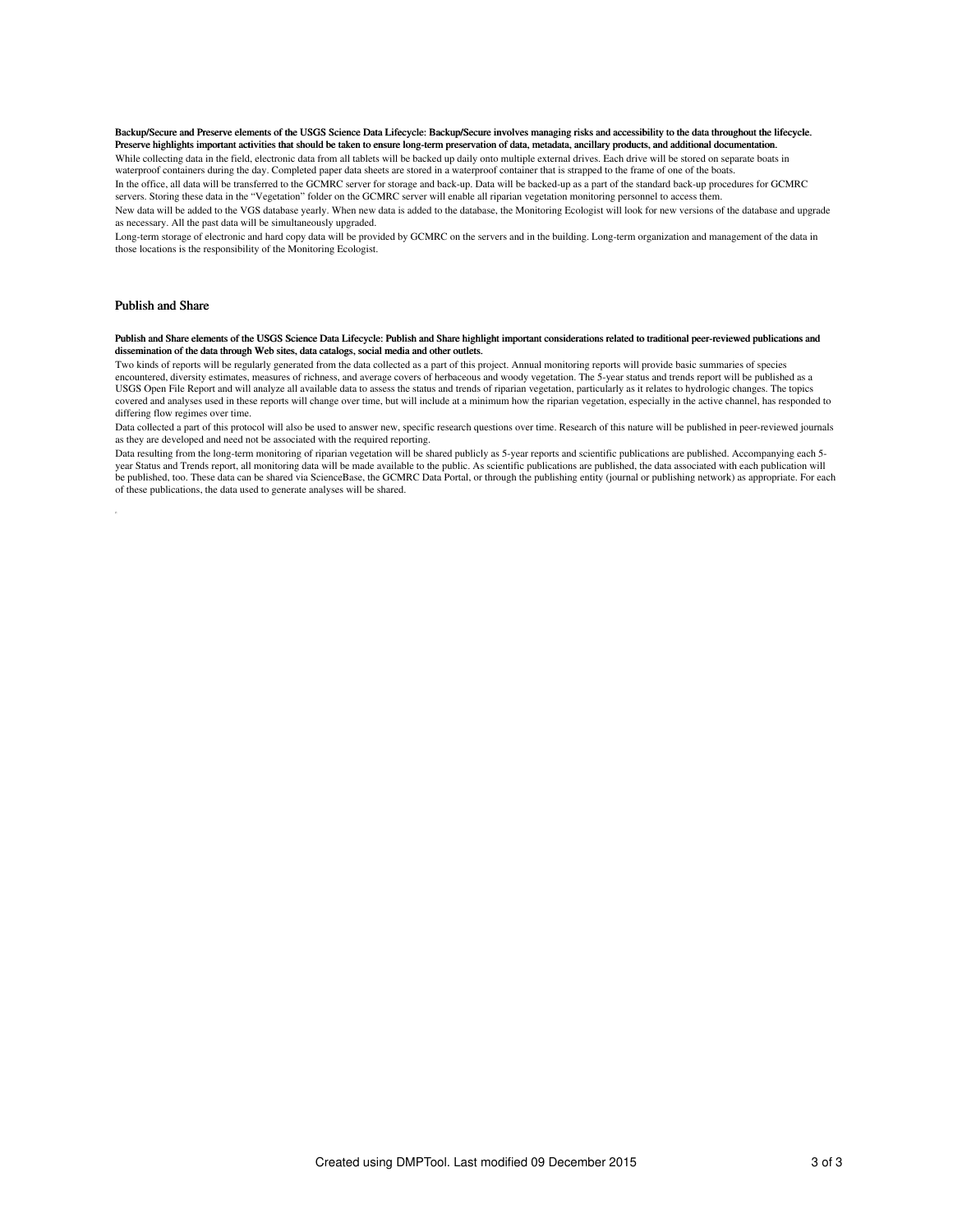**Backup/Secure and Preserve elements of the USGS Science Data Lifecycle: Backup/Secure involves managing risks and accessibility to the data throughout the lifecycle. Preserve highlights important activities that should be taken to ensure long-term preservation of data, metadata, ancillary products, and additional documentation.**

While collecting data in the field, electronic data from all tablets will be backed up daily onto multiple external drives. Each drive will be stored on separate boats in waterproof containers during the day. Completed paper data sheets are stored in a waterproof container that is strapped to the frame of one of the boats.

In the office, all data will be transferred to the GCMRC server for storage and back-up. Data will be backed-up as a part of the standard back-up procedures for GCMRC servers. Storing these data in the "Vegetation" folder on the GCMRC server will enable all riparian vegetation monitoring personnel to access them.

New data will be added to the VGS database yearly. When new data is added to the database, the Monitoring Ecologist will look for new versions of the database and upgrade as necessary. All the past data will be simultaneously upgraded.

Long-term storage of electronic and hard copy data will be provided by GCMRC on the servers and in the building. Long-term organization and management of the data in those locations is the responsibility of the Monitoring Ecologist.

## Publish and Share

**Publish and Share elements of the USGS Science Data Lifecycle: Publish and Share highlight important considerations related to traditional peer-reviewed publications and dissemination of the data through Web sites, data catalogs, social media and other outlets.**

Two kinds of reports will be regularly generated from the data collected as a part of this project. Annual monitoring reports will provide basic summaries of species encountered, diversity estimates, measures of richness, and average covers of herbaceous and woody vegetation. The 5-year status and trends report will be published as a USGS Open File Report and will analyze all available data to assess the status and trends of riparian vegetation, particularly as it relates to hydrologic changes. The topics covered and analyses used in these reports will change over time, but will include at a minimum how the riparian vegetation, especially in the active channel, has responded to differing flow regimes over time.

Data collected a part of this protocol will also be used to answer new, specific research questions over time. Research of this nature will be published in peer-reviewed journals as they are developed and need not be associated with the required reporting.

Data resulting from the long-term monitoring of riparian vegetation will be shared publicly as 5-year reports and scientific publications are published. Accompanying each 5-year Status and Trends report, all monitoring data will be made available to the public. As scientific publications are published, the data associated with each publication will be published, too. These data can be shared via ScienceBase, the GCMRC Data Portal, or through the publishing entity (journal or publishing network) as appropriate. For each of these publications, the data used to generate analyses will be shared.

Created using DMPTool. Last modified 09 December 2015